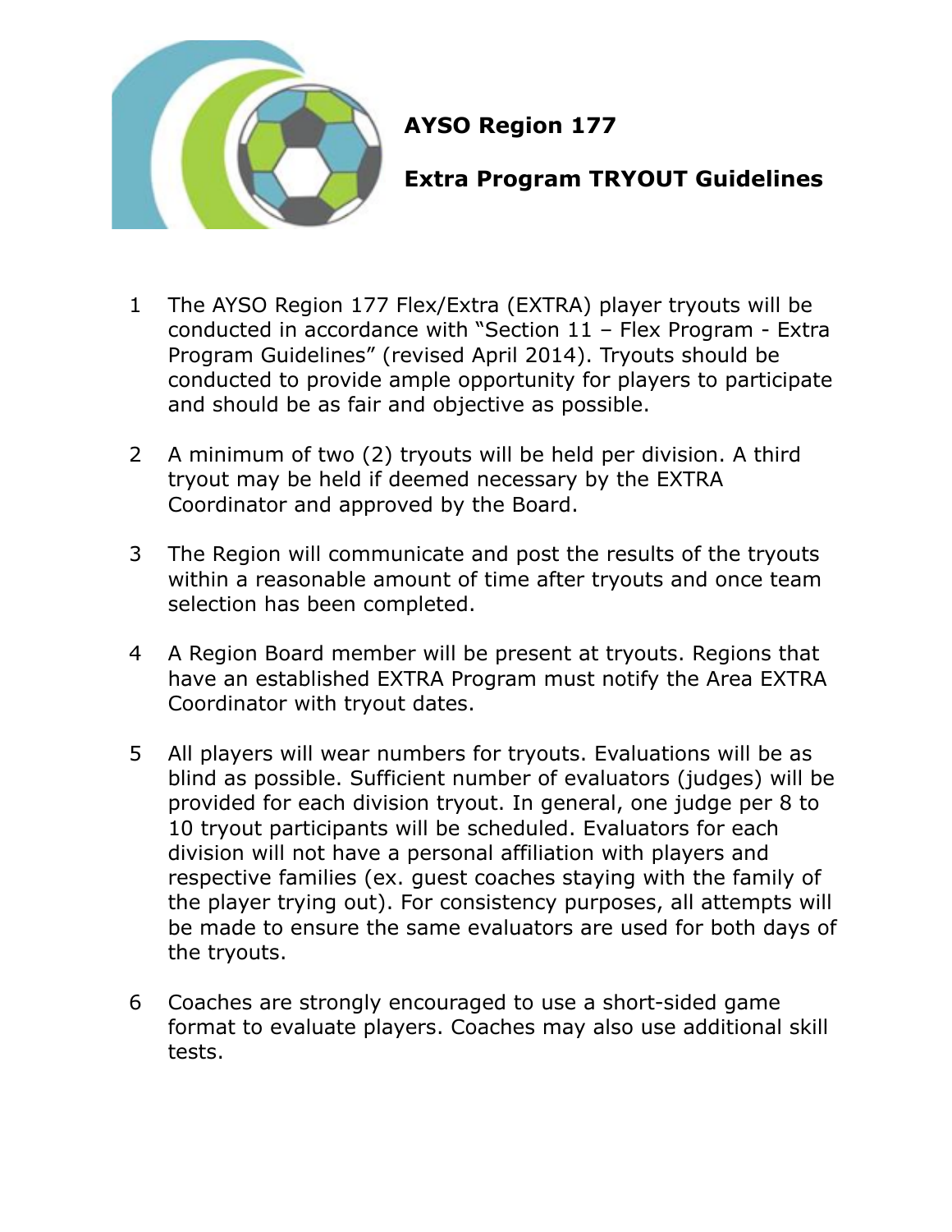# AYSO Region 177

## Extra Program TRYOUT Guidelines

1. The AYSO Region 177 Flex/Extra (EXTRA) player tryouts will be conducted in accordance with "Section 11 – Flex Program - Extra Program Guidelines" (revised April 2014). Tryouts should be conducted to provide ample opportunity for players to participate and should be as fair and objective as possible.

2. A minimum of two (2) tryouts will be held per division. A third tryout may be held if deemed necessary by the EXTRA Coordinator and approved by the Board.

3. The Region will communicate and post the results of the tryouts within a reasonable amount of time after tryouts and once team selection has been completed.

4. A Region Board member will be present at tryouts. Regions that have an established EXTRA Program must notify the Area EXTRA Coordinator with tryout dates.

5. All players will wear numbers for tryouts. Evaluations will be as blind as possible. Sufficient number of evaluators (judges) will be provided for each division tryout. In general, one judge per 8 to 10 tryout participants will be scheduled. Evaluators for each division will not have a personal affiliation with players and respective families (ex. guest coaches staying with the family of the player trying out). For consistency purposes, all attempts will be made to ensure the same evaluators are used for both days of the tryouts.

6. Coaches are strongly encouraged to use a short-sided game format to evaluate players. Coaches may also use additional skill tests.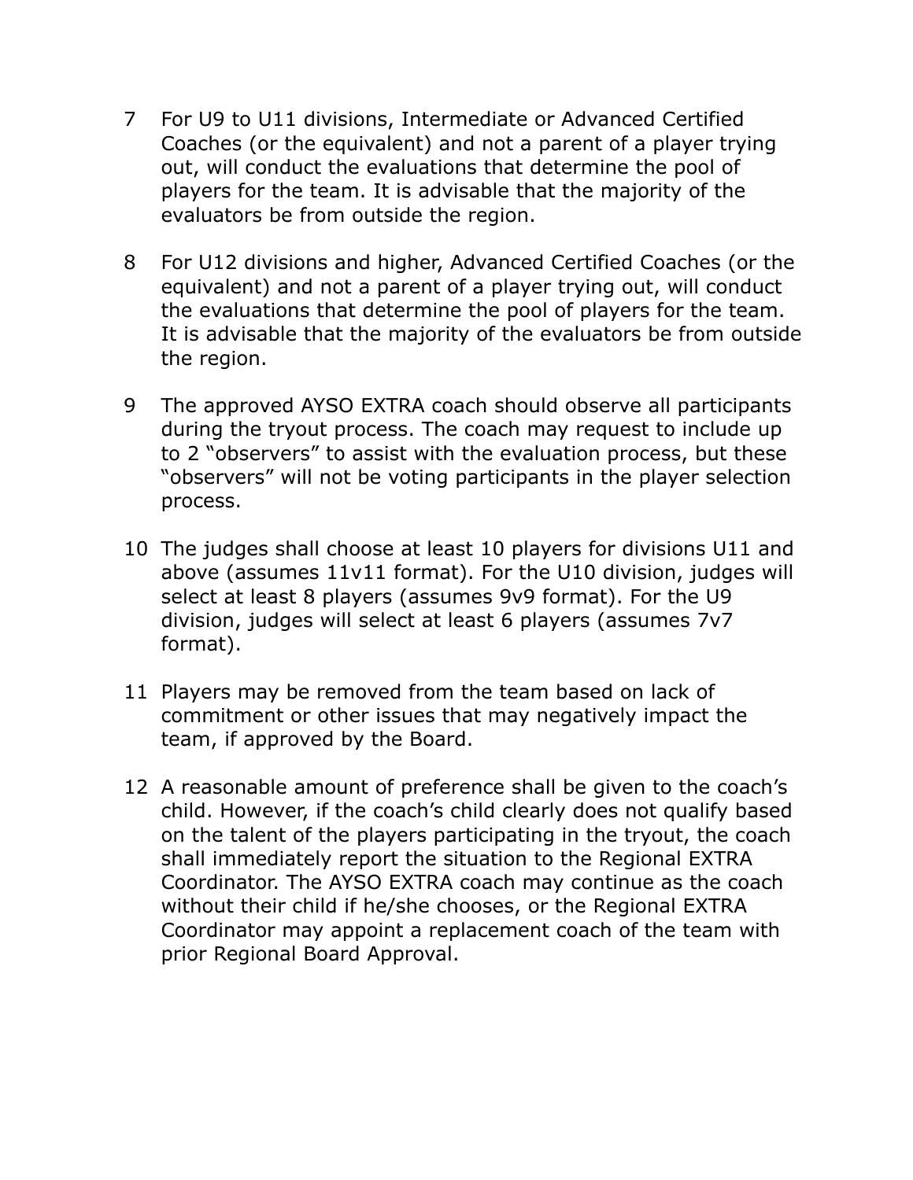7. For U9 to U11 divisions, Intermediate or Advanced Certified Coaches (or the equivalent) and not a parent of a player trying out, will conduct the evaluations that determine the pool of players for the team. It is advisable that the majority of the evaluators be from outside the region.

8. For U12 divisions and higher, Advanced Certified Coaches (or the equivalent) and not a parent of a player trying out, will conduct the evaluations that determine the pool of players for the team. It is advisable that the majority of the evaluators be from outside the region.

9. The approved AYSO EXTRA coach should observe all participants during the tryout process. The coach may request to include up to 2 "observers" to assist with the evaluation process, but these "observers" will not be voting participants in the player selection process.

10. The judges shall choose at least 10 players for divisions U11 and above (assumes 11v11 format). For the U10 division, judges will select at least 8 players (assumes 9v9 format). For the U9 division, judges will select at least 6 players (assumes 7v7 format).

11. Players may be removed from the team based on lack of commitment or other issues that may negatively impact the team, if approved by the Board.

12. A reasonable amount of preference shall be given to the coach's child. However, if the coach's child clearly does not qualify based on the talent of the players participating in the tryout, the coach shall immediately report the situation to the Regional EXTRA Coordinator. The AYSO EXTRA coach may continue as the coach without their child if he/she chooses, or the Regional EXTRA Coordinator may appoint a replacement coach of the team with prior Regional Board Approval.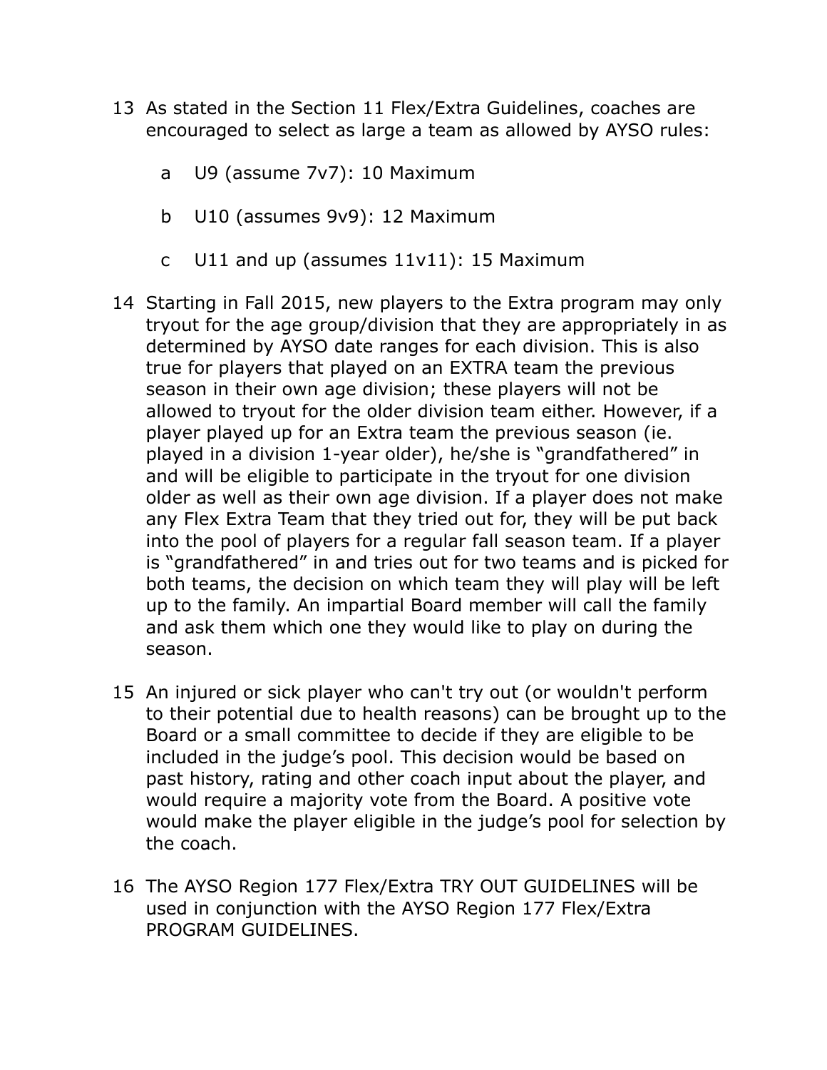13. As stated in the Section 11 Flex/Extra Guidelines, coaches are encouraged to select as large a team as allowed by AYSO rules:

    a. U9 (assume 7v7): 10 Maximum

    b. U10 (assumes 9v9): 12 Maximum

    c. U11 and up (assumes 11v11): 15 Maximum

14. Starting in Fall 2015, new players to the Extra program may only tryout for the age group/division that they are appropriately in as determined by AYSO date ranges for each division. This is also true for players that played on an EXTRA team the previous season in their own age division; these players will not be allowed to tryout for the older division team either. However, if a player played up for an Extra team the previous season (ie. played in a division 1-year older), he/she is “grandfathered” in and will be eligible to participate in the tryout for one division older as well as their own age division. If a player does not make any Flex Extra Team that they tried out for, they will be put back into the pool of players for a regular fall season team. If a player is “grandfathered” in and tries out for two teams and is picked for both teams, the decision on which team they will play will be left up to the family. An impartial Board member will call the family and ask them which one they would like to play on during the season.

15. An injured or sick player who can't try out (or wouldn't perform to their potential due to health reasons) can be brought up to the Board or a small committee to decide if they are eligible to be included in the judge’s pool. This decision would be based on past history, rating and other coach input about the player, and would require a majority vote from the Board. A positive vote would make the player eligible in the judge’s pool for selection by the coach.

16. The AYSO Region 177 Flex/Extra TRY OUT GUIDELINES will be used in conjunction with the AYSO Region 177 Flex/Extra PROGRAM GUIDELINES.